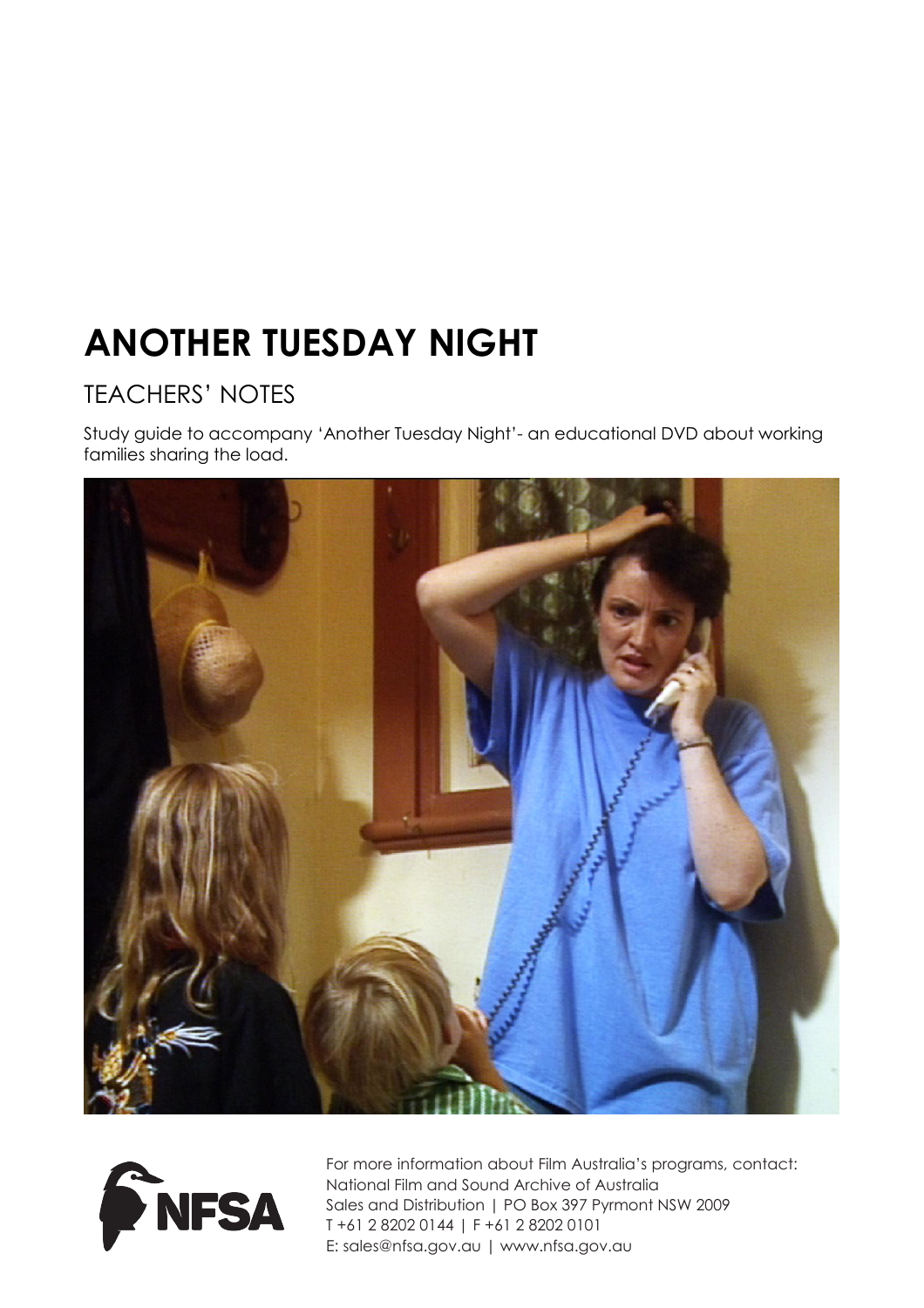# ANOTHER TUESDAY NIGHT

## TEACHERS' NOTES

Study guide to accompany 'Another Tuesday Night'- an educational DVD about working families sharing the load.

For more information about Film Australia's programs, contact:
National Film and Sound Archive of Australia
Sales and Distribution | PO Box 397 Pyrmont NSW 2009
T +61 2 8202 0144 | F +61 2 8202 0101
E: sales@nfsa.gov.au | www.nfsa.gov.au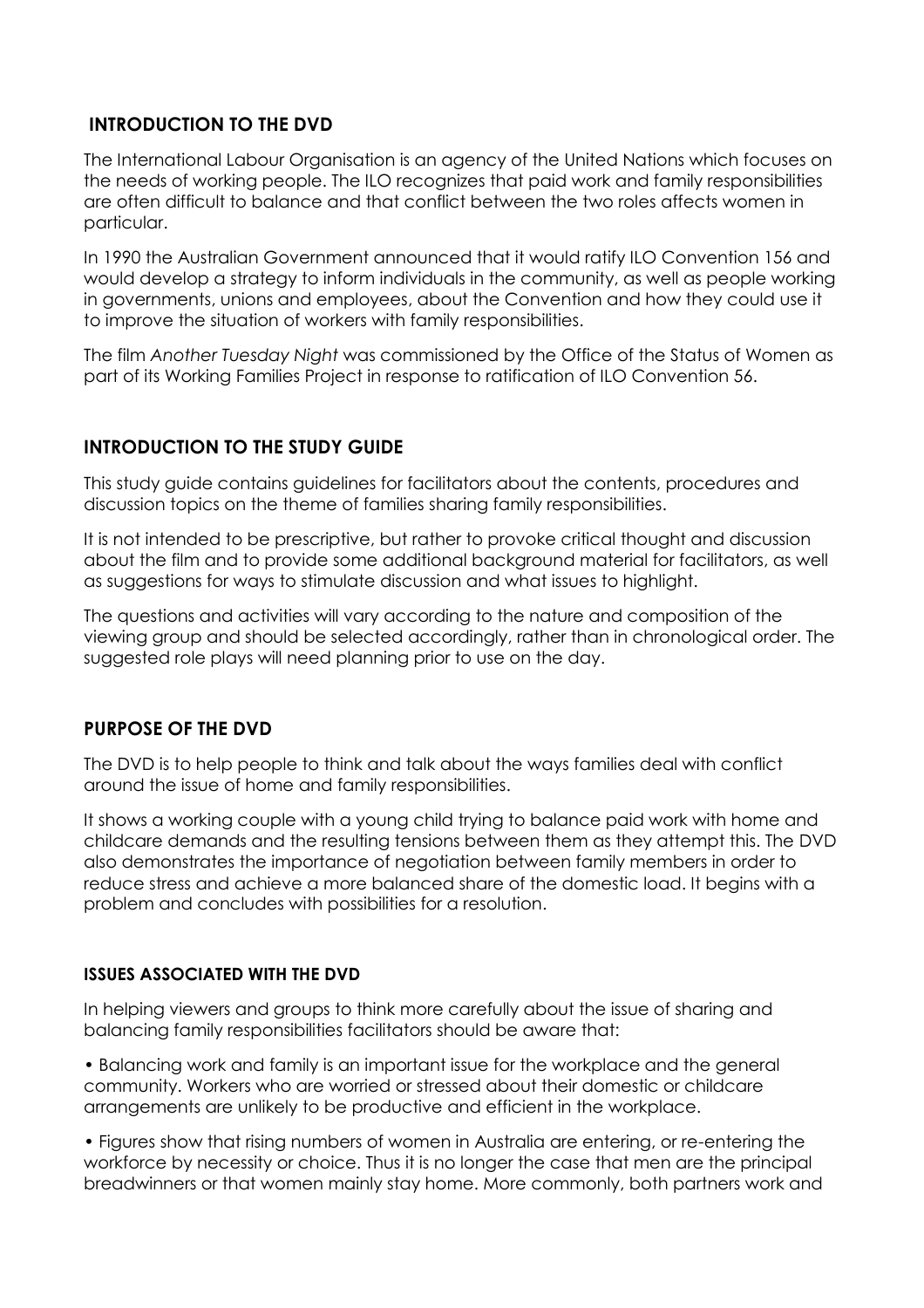## INTRODUCTION TO THE DVD

The International Labour Organisation is an agency of the United Nations which focuses on the needs of working people. The ILO recognizes that paid work and family responsibilities are often difficult to balance and that conflict between the two roles affects women in particular.

In 1990 the Australian Government announced that it would ratify ILO Convention 156 and would develop a strategy to inform individuals in the community, as well as people working in governments, unions and employees, about the Convention and how they could use it to improve the situation of workers with family responsibilities.

The film *Another Tuesday Night* was commissioned by the Office of the Status of Women as part of its Working Families Project in response to ratification of ILO Convention 56.

## INTRODUCTION TO THE STUDY GUIDE

This study guide contains guidelines for facilitators about the contents, procedures and discussion topics on the theme of families sharing family responsibilities.

It is not intended to be prescriptive, but rather to provoke critical thought and discussion about the film and to provide some additional background material for facilitators, as well as suggestions for ways to stimulate discussion and what issues to highlight.

The questions and activities will vary according to the nature and composition of the viewing group and should be selected accordingly, rather than in chronological order. The suggested role plays will need planning prior to use on the day.

## PURPOSE OF THE DVD

The DVD is to help people to think and talk about the ways families deal with conflict around the issue of home and family responsibilities.

It shows a working couple with a young child trying to balance paid work with home and childcare demands and the resulting tensions between them as they attempt this. The DVD also demonstrates the importance of negotiation between family members in order to reduce stress and achieve a more balanced share of the domestic load. It begins with a problem and concludes with possibilities for a resolution.

### ISSUES ASSOCIATED WITH THE DVD

In helping viewers and groups to think more carefully about the issue of sharing and balancing family responsibilities facilitators should be aware that:

- Balancing work and family is an important issue for the workplace and the general community. Workers who are worried or stressed about their domestic or childcare arrangements are unlikely to be productive and efficient in the workplace.
- Figures show that rising numbers of women in Australia are entering, or re-entering the workforce by necessity or choice. Thus it is no longer the case that men are the principal breadwinners or that women mainly stay home. More commonly, both partners work and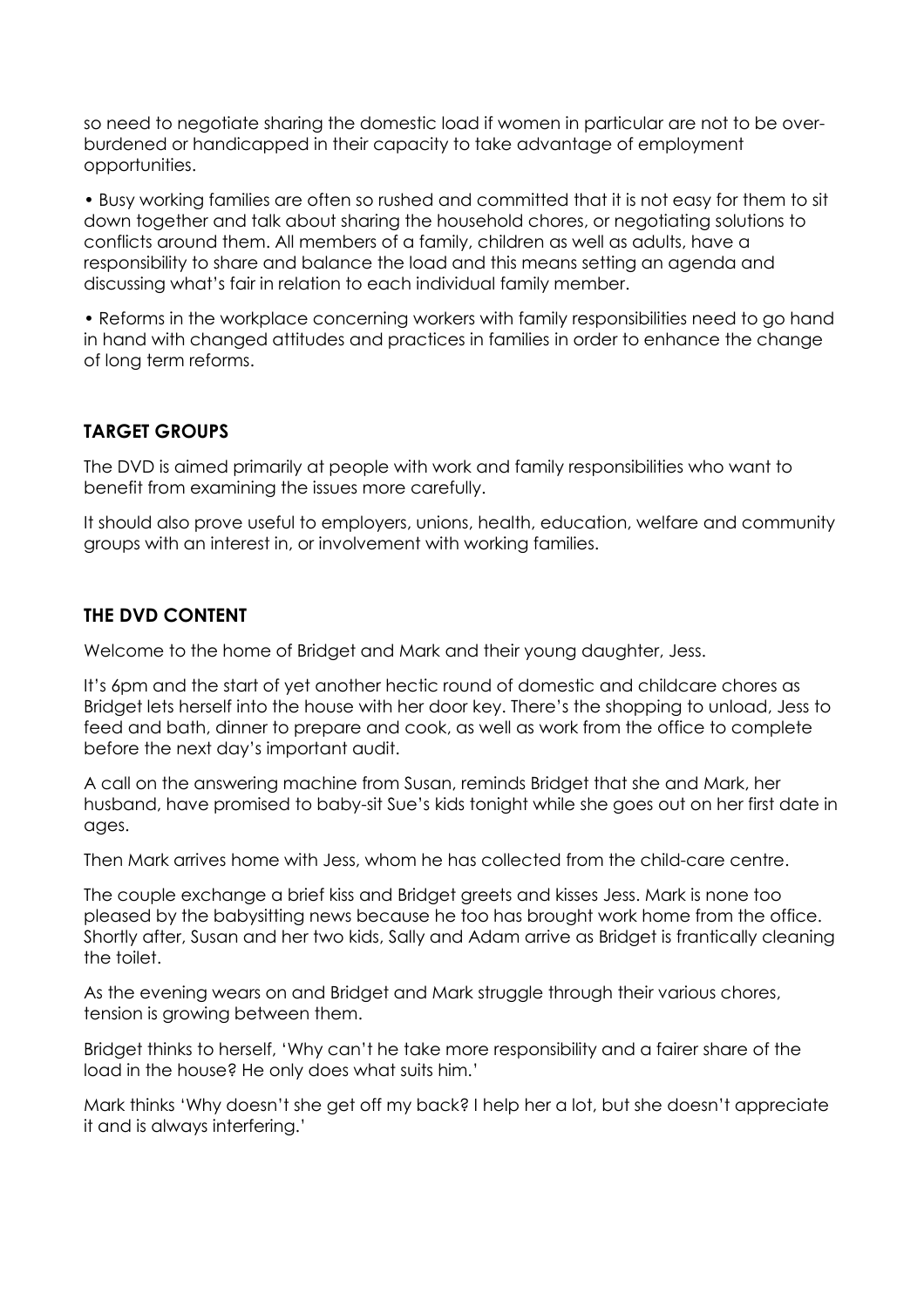so need to negotiate sharing the domestic load if women in particular are not to be over-burdened or handicapped in their capacity to take advantage of employment opportunities.

- Busy working families are often so rushed and committed that it is not easy for them to sit down together and talk about sharing the household chores, or negotiating solutions to conflicts around them. All members of a family, children as well as adults, have a responsibility to share and balance the load and this means setting an agenda and discussing what's fair in relation to each individual family member.

- Reforms in the workplace concerning workers with family responsibilities need to go hand in hand with changed attitudes and practices in families in order to enhance the change of long term reforms.

## TARGET GROUPS

The DVD is aimed primarily at people with work and family responsibilities who want to benefit from examining the issues more carefully.

It should also prove useful to employers, unions, health, education, welfare and community groups with an interest in, or involvement with working families.

## THE DVD CONTENT

Welcome to the home of Bridget and Mark and their young daughter, Jess.

It's 6pm and the start of yet another hectic round of domestic and childcare chores as Bridget lets herself into the house with her door key. There's the shopping to unload, Jess to feed and bath, dinner to prepare and cook, as well as work from the office to complete before the next day's important audit.

A call on the answering machine from Susan, reminds Bridget that she and Mark, her husband, have promised to baby-sit Sue's kids tonight while she goes out on her first date in ages.

Then Mark arrives home with Jess, whom he has collected from the child-care centre.

The couple exchange a brief kiss and Bridget greets and kisses Jess. Mark is none too pleased by the babysitting news because he too has brought work home from the office. Shortly after, Susan and her two kids, Sally and Adam arrive as Bridget is frantically cleaning the toilet.

As the evening wears on and Bridget and Mark struggle through their various chores, tension is growing between them.

Bridget thinks to herself, 'Why can't he take more responsibility and a fairer share of the load in the house? He only does what suits him.'

Mark thinks 'Why doesn't she get off my back? I help her a lot, but she doesn't appreciate it and is always interfering.'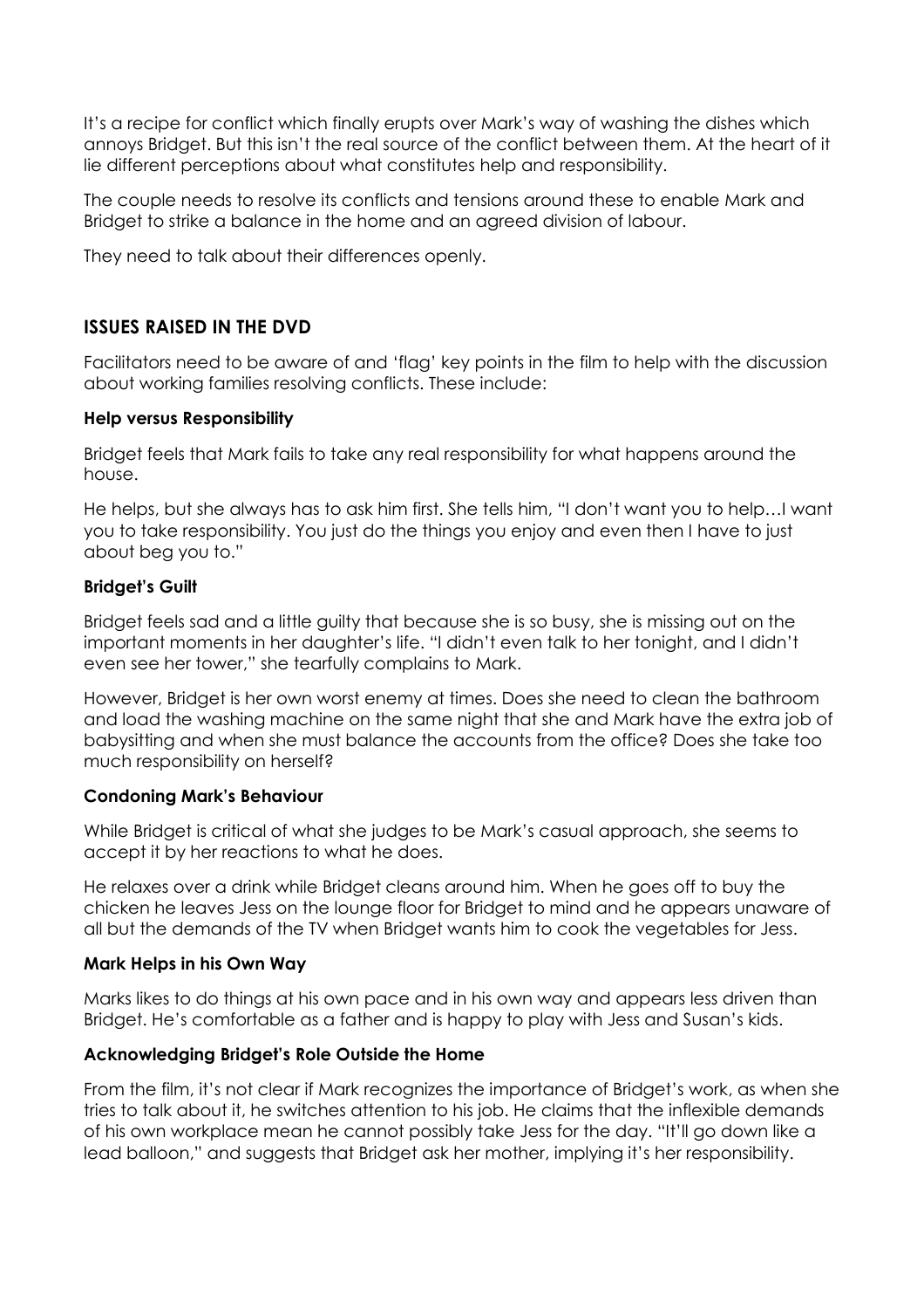It's a recipe for conflict which finally erupts over Mark's way of washing the dishes which annoys Bridget. But this isn't the real source of the conflict between them. At the heart of it lie different perceptions about what constitutes help and responsibility.

The couple needs to resolve its conflicts and tensions around these to enable Mark and Bridget to strike a balance in the home and an agreed division of labour.

They need to talk about their differences openly.

## ISSUES RAISED IN THE DVD

Facilitators need to be aware of and 'flag' key points in the film to help with the discussion about working families resolving conflicts. These include:

### Help versus Responsibility

Bridget feels that Mark fails to take any real responsibility for what happens around the house.

He helps, but she always has to ask him first. She tells him, "I don't want you to help…I want you to take responsibility. You just do the things you enjoy and even then I have to just about beg you to."

### Bridget's Guilt

Bridget feels sad and a little guilty that because she is so busy, she is missing out on the important moments in her daughter's life. "I didn't even talk to her tonight, and I didn't even see her tower," she tearfully complains to Mark.

However, Bridget is her own worst enemy at times. Does she need to clean the bathroom and load the washing machine on the same night that she and Mark have the extra job of babysitting and when she must balance the accounts from the office? Does she take too much responsibility on herself?

### Condoning Mark's Behaviour

While Bridget is critical of what she judges to be Mark's casual approach, she seems to accept it by her reactions to what he does.

He relaxes over a drink while Bridget cleans around him. When he goes off to buy the chicken he leaves Jess on the lounge floor for Bridget to mind and he appears unaware of all but the demands of the TV when Bridget wants him to cook the vegetables for Jess.

### Mark Helps in his Own Way

Marks likes to do things at his own pace and in his own way and appears less driven than Bridget. He's comfortable as a father and is happy to play with Jess and Susan's kids.

### Acknowledging Bridget's Role Outside the Home

From the film, it's not clear if Mark recognizes the importance of Bridget's work, as when she tries to talk about it, he switches attention to his job. He claims that the inflexible demands of his own workplace mean he cannot possibly take Jess for the day. "It'll go down like a lead balloon," and suggests that Bridget ask her mother, implying it's her responsibility.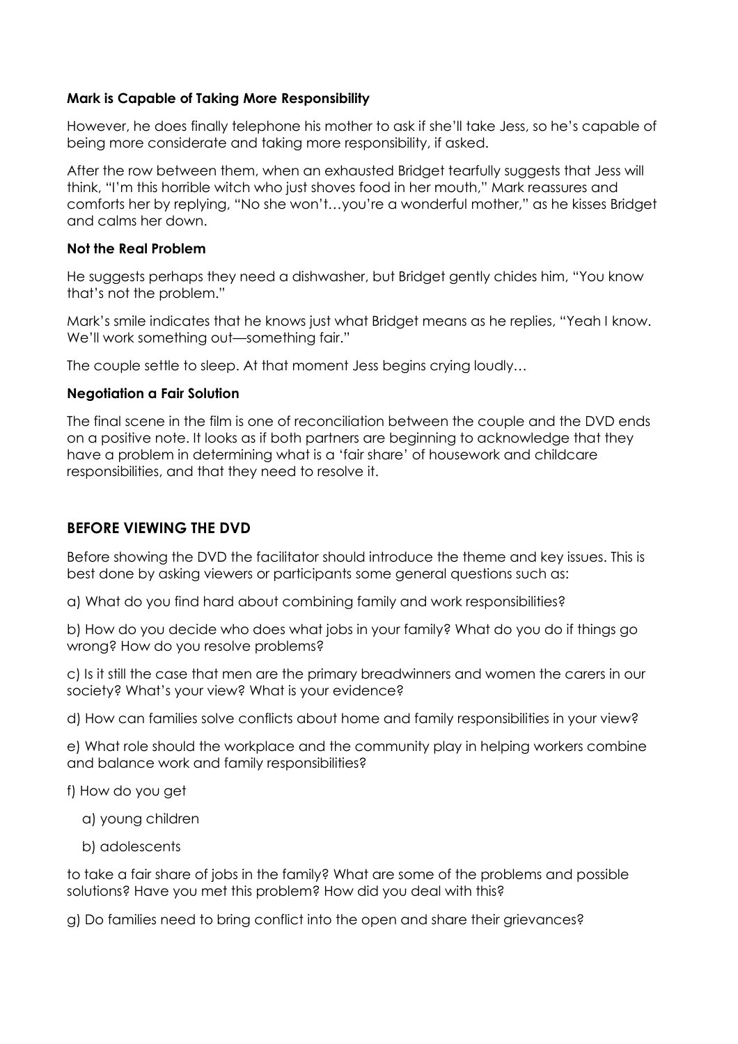**Mark is Capable of Taking More Responsibility**

However, he does finally telephone his mother to ask if she'll take Jess, so he's capable of being more considerate and taking more responsibility, if asked.

After the row between them, when an exhausted Bridget tearfully suggests that Jess will think, "I'm this horrible witch who just shoves food in her mouth," Mark reassures and comforts her by replying, "No she won't…you're a wonderful mother," as he kisses Bridget and calms her down.

**Not the Real Problem**

He suggests perhaps they need a dishwasher, but Bridget gently chides him, "You know that's not the problem."

Mark's smile indicates that he knows just what Bridget means as he replies, "Yeah I know. We'll work something out—something fair."

The couple settle to sleep. At that moment Jess begins crying loudly…

**Negotiation a Fair Solution**

The final scene in the film is one of reconciliation between the couple and the DVD ends on a positive note. It looks as if both partners are beginning to acknowledge that they have a problem in determining what is a 'fair share' of housework and childcare responsibilities, and that they need to resolve it.

## BEFORE VIEWING THE DVD

Before showing the DVD the facilitator should introduce the theme and key issues. This is best done by asking viewers or participants some general questions such as:

a) What do you find hard about combining family and work responsibilities?

b) How do you decide who does what jobs in your family? What do you do if things go wrong? How do you resolve problems?

c) Is it still the case that men are the primary breadwinners and women the carers in our society? What's your view? What is your evidence?

d) How can families solve conflicts about home and family responsibilities in your view?

e) What role should the workplace and the community play in helping workers combine and balance work and family responsibilities?

f) How do you get

   a) young children

   b) adolescents

to take a fair share of jobs in the family? What are some of the problems and possible solutions? Have you met this problem? How did you deal with this?

g) Do families need to bring conflict into the open and share their grievances?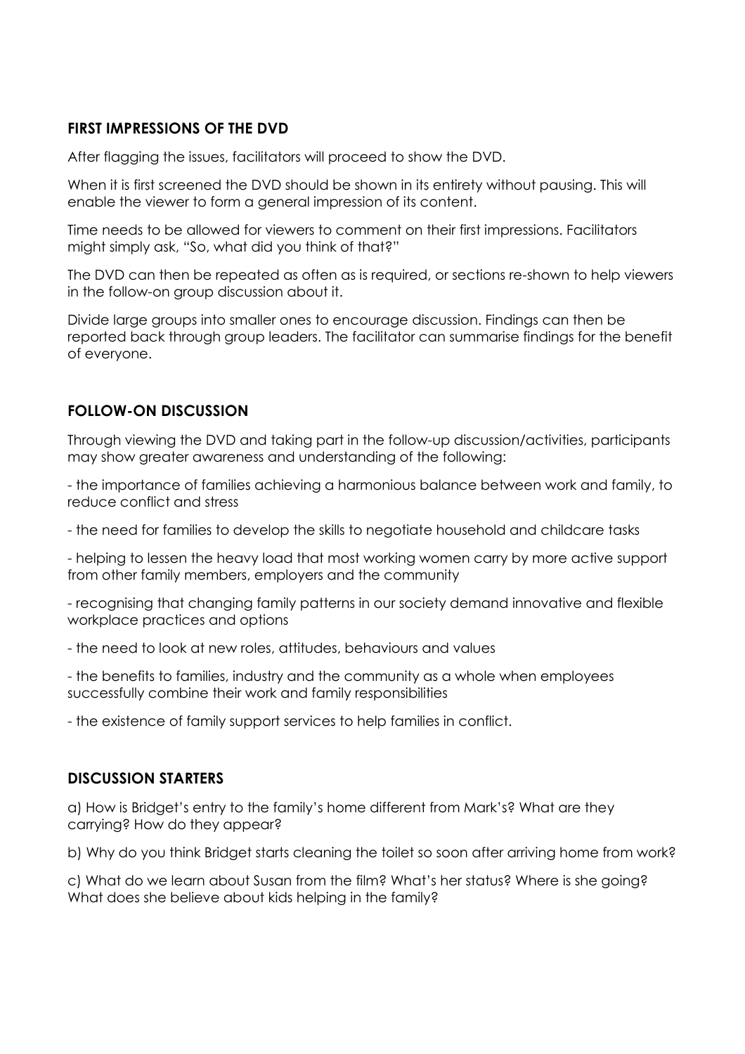## FIRST IMPRESSIONS OF THE DVD

After flagging the issues, facilitators will proceed to show the DVD.

When it is first screened the DVD should be shown in its entirety without pausing. This will enable the viewer to form a general impression of its content.

Time needs to be allowed for viewers to comment on their first impressions. Facilitators might simply ask, "So, what did you think of that?"

The DVD can then be repeated as often as is required, or sections re-shown to help viewers in the follow-on group discussion about it.

Divide large groups into smaller ones to encourage discussion. Findings can then be reported back through group leaders. The facilitator can summarise findings for the benefit of everyone.

## FOLLOW-ON DISCUSSION

Through viewing the DVD and taking part in the follow-up discussion/activities, participants may show greater awareness and understanding of the following:

- the importance of families achieving a harmonious balance between work and family, to reduce conflict and stress
- the need for families to develop the skills to negotiate household and childcare tasks
- helping to lessen the heavy load that most working women carry by more active support from other family members, employers and the community
- recognising that changing family patterns in our society demand innovative and flexible workplace practices and options
- the need to look at new roles, attitudes, behaviours and values
- the benefits to families, industry and the community as a whole when employees successfully combine their work and family responsibilities
- the existence of family support services to help families in conflict.

## DISCUSSION STARTERS

a) How is Bridget's entry to the family's home different from Mark's? What are they carrying? How do they appear?

b) Why do you think Bridget starts cleaning the toilet so soon after arriving home from work?

c) What do we learn about Susan from the film? What's her status? Where is she going? What does she believe about kids helping in the family?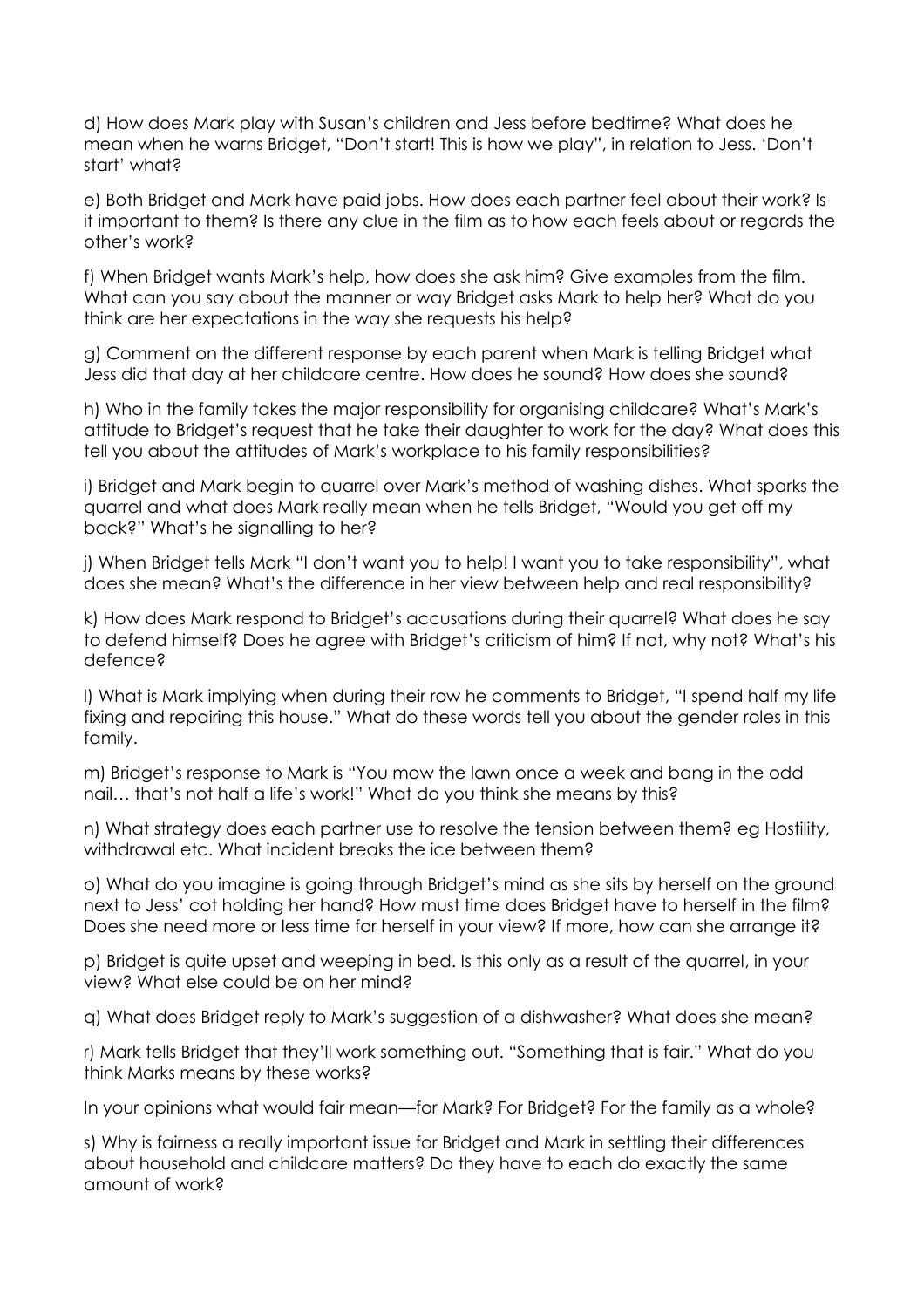d) How does Mark play with Susan's children and Jess before bedtime? What does he mean when he warns Bridget, "Don't start! This is how we play", in relation to Jess. 'Don't start' what?

e) Both Bridget and Mark have paid jobs. How does each partner feel about their work? Is it important to them? Is there any clue in the film as to how each feels about or regards the other's work?

f) When Bridget wants Mark's help, how does she ask him? Give examples from the film. What can you say about the manner or way Bridget asks Mark to help her? What do you think are her expectations in the way she requests his help?

g) Comment on the different response by each parent when Mark is telling Bridget what Jess did that day at her childcare centre. How does he sound? How does she sound?

h) Who in the family takes the major responsibility for organising childcare? What's Mark's attitude to Bridget's request that he take their daughter to work for the day? What does this tell you about the attitudes of Mark's workplace to his family responsibilities?

i) Bridget and Mark begin to quarrel over Mark's method of washing dishes. What sparks the quarrel and what does Mark really mean when he tells Bridget, "Would you get off my back?" What's he signalling to her?

j) When Bridget tells Mark "I don't want you to help! I want you to take responsibility", what does she mean? What's the difference in her view between help and real responsibility?

k) How does Mark respond to Bridget's accusations during their quarrel? What does he say to defend himself? Does he agree with Bridget's criticism of him? If not, why not? What's his defence?

l) What is Mark implying when during their row he comments to Bridget, "I spend half my life fixing and repairing this house." What do these words tell you about the gender roles in this family.

m) Bridget's response to Mark is "You mow the lawn once a week and bang in the odd nail… that's not half a life's work!" What do you think she means by this?

n) What strategy does each partner use to resolve the tension between them? eg Hostility, withdrawal etc. What incident breaks the ice between them?

o) What do you imagine is going through Bridget's mind as she sits by herself on the ground next to Jess' cot holding her hand? How must time does Bridget have to herself in the film? Does she need more or less time for herself in your view? If more, how can she arrange it?

p) Bridget is quite upset and weeping in bed. Is this only as a result of the quarrel, in your view? What else could be on her mind?

q) What does Bridget reply to Mark's suggestion of a dishwasher? What does she mean?

r) Mark tells Bridget that they'll work something out. "Something that is fair." What do you think Marks means by these works?

In your opinions what would fair mean—for Mark? For Bridget? For the family as a whole?

s) Why is fairness a really important issue for Bridget and Mark in settling their differences about household and childcare matters? Do they have to each do exactly the same amount of work?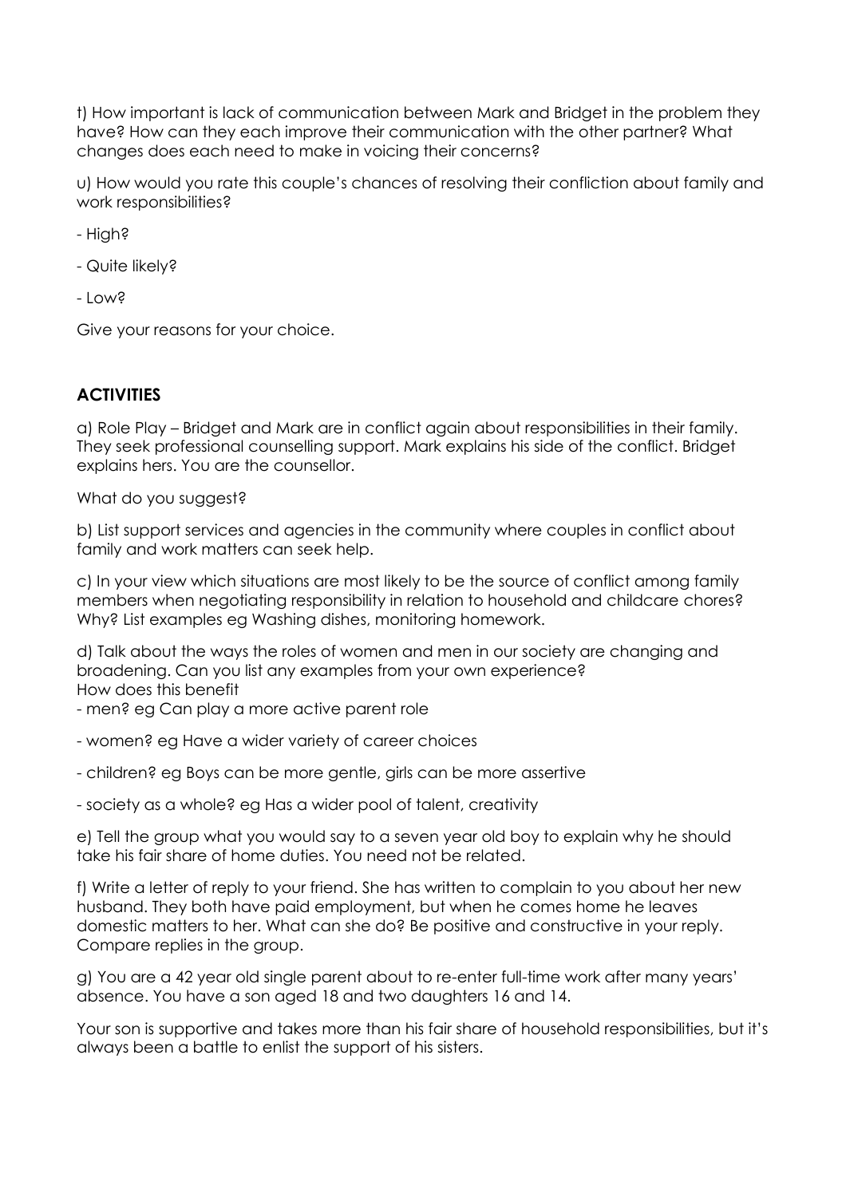t) How important is lack of communication between Mark and Bridget in the problem they have? How can they each improve their communication with the other partner? What changes does each need to make in voicing their concerns?

u) How would you rate this couple's chances of resolving their confliction about family and work responsibilities?

- High?

- Quite likely?

- Low?

Give your reasons for your choice.

## ACTIVITIES

a) Role Play – Bridget and Mark are in conflict again about responsibilities in their family. They seek professional counselling support. Mark explains his side of the conflict. Bridget explains hers. You are the counsellor.

What do you suggest?

b) List support services and agencies in the community where couples in conflict about family and work matters can seek help.

c) In your view which situations are most likely to be the source of conflict among family members when negotiating responsibility in relation to household and childcare chores? Why? List examples eg Washing dishes, monitoring homework.

d) Talk about the ways the roles of women and men in our society are changing and broadening. Can you list any examples from your own experience?
How does this benefit

- men? eg Can play a more active parent role

- women? eg Have a wider variety of career choices

- children? eg Boys can be more gentle, girls can be more assertive

- society as a whole? eg Has a wider pool of talent, creativity

e) Tell the group what you would say to a seven year old boy to explain why he should take his fair share of home duties. You need not be related.

f) Write a letter of reply to your friend. She has written to complain to you about her new husband. They both have paid employment, but when he comes home he leaves domestic matters to her. What can she do? Be positive and constructive in your reply. Compare replies in the group.

g) You are a 42 year old single parent about to re-enter full-time work after many years' absence. You have a son aged 18 and two daughters 16 and 14.

Your son is supportive and takes more than his fair share of household responsibilities, but it's always been a battle to enlist the support of his sisters.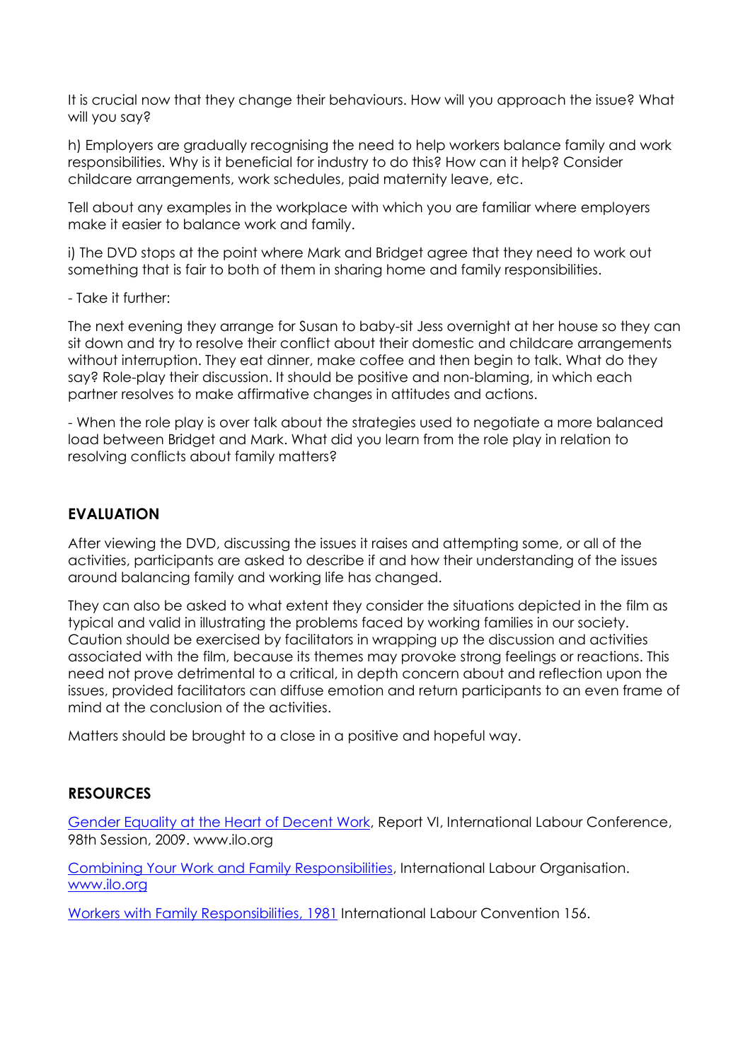It is crucial now that they change their behaviours. How will you approach the issue? What will you say?

h) Employers are gradually recognising the need to help workers balance family and work responsibilities. Why is it beneficial for industry to do this? How can it help? Consider childcare arrangements, work schedules, paid maternity leave, etc.

Tell about any examples in the workplace with which you are familiar where employers make it easier to balance work and family.

i) The DVD stops at the point where Mark and Bridget agree that they need to work out something that is fair to both of them in sharing home and family responsibilities.

- Take it further:

The next evening they arrange for Susan to baby-sit Jess overnight at her house so they can sit down and try to resolve their conflict about their domestic and childcare arrangements without interruption. They eat dinner, make coffee and then begin to talk. What do they say? Role-play their discussion. It should be positive and non-blaming, in which each partner resolves to make affirmative changes in attitudes and actions.

- When the role play is over talk about the strategies used to negotiate a more balanced load between Bridget and Mark. What did you learn from the role play in relation to resolving conflicts about family matters?

## EVALUATION

After viewing the DVD, discussing the issues it raises and attempting some, or all of the activities, participants are asked to describe if and how their understanding of the issues around balancing family and working life has changed.

They can also be asked to what extent they consider the situations depicted in the film as typical and valid in illustrating the problems faced by working families in our society. Caution should be exercised by facilitators in wrapping up the discussion and activities associated with the film, because its themes may provoke strong feelings or reactions. This need not prove detrimental to a critical, in depth concern about and reflection upon the issues, provided facilitators can diffuse emotion and return participants to an even frame of mind at the conclusion of the activities.

Matters should be brought to a close in a positive and hopeful way.

## RESOURCES

Gender Equality at the Heart of Decent Work, Report VI, International Labour Conference, 98th Session, 2009. www.ilo.org

Combining Your Work and Family Responsibilities, International Labour Organisation. www.ilo.org

Workers with Family Responsibilities, 1981 International Labour Convention 156.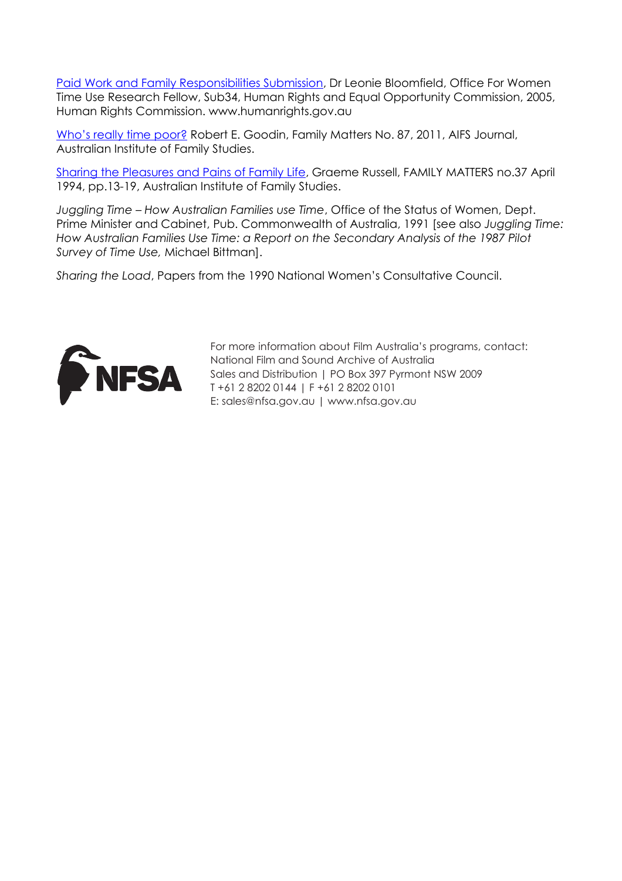Paid Work and Family Responsibilities Submission, Dr Leonie Bloomfield, Office For Women Time Use Research Fellow, Sub34, Human Rights and Equal Opportunity Commission, 2005, Human Rights Commission. www.humanrights.gov.au

Who's really time poor? Robert E. Goodin, Family Matters No. 87, 2011, AIFS Journal, Australian Institute of Family Studies.

Sharing the Pleasures and Pains of Family Life, Graeme Russell, FAMILY MATTERS no.37 April 1994, pp.13-19, Australian Institute of Family Studies.

*Juggling Time – How Australian Families use Time*, Office of the Status of Women, Dept. Prime Minister and Cabinet, Pub. Commonwealth of Australia, 1991 [see also *Juggling Time: How Australian Families Use Time: a Report on the Secondary Analysis of the 1987 Pilot Survey of Time Use,* Michael Bittman].

*Sharing the Load*, Papers from the 1990 National Women's Consultative Council.

NFSA

For more information about Film Australia's programs, contact:
National Film and Sound Archive of Australia
Sales and Distribution | PO Box 397 Pyrmont NSW 2009
T +61 2 8202 0144 | F +61 2 8202 0101
E: sales@nfsa.gov.au | www.nfsa.gov.au